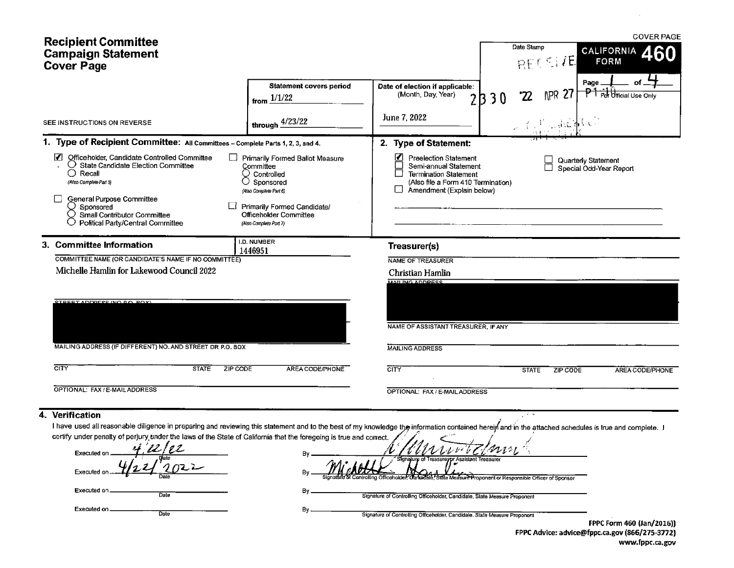# Recipient Committee Campaign Statement Cover Page

COVER PAGE

**CALIFORNIA 460 FORM**

Date Stamp

RECEIVED

2B30 '22 APR 27 P1:10

Page 1 of 4

For Official Use Only

SEE INSTRUCTIONS ON REVERSE

| Statement covers period | Date of election if applicable: (Month, Day, Year) |
|---|---|
| from 1/1/22 through 4/23/22 | June 7, 2022 |

## 1. Type of Recipient Committee: All Committees – Complete Parts 1, 2, 3, and 4.

- [x] Officeholder, Candidate Controlled Committee
  - ○ State Candidate Election Committee
  - ○ Recall *(Also Complete Part 5)*
- [ ] General Purpose Committee
  - ○ Sponsored
  - ○ Small Contributor Committee
  - ○ Political Party/Central Committee
- [ ] Primarily Formed Ballot Measure Committee
  - ○ Controlled
  - ○ Sponsored *(Also Complete Part 6)*
- [ ] Primarily Formed Candidate/Officeholder Committee *(Also Complete Part 7)*

## 2. Type of Statement:

- [x] Preelection Statement
- [ ] Semi-annual Statement
- [ ] Termination Statement (Also file a Form 410 Termination)
- [ ] Amendment (Explain below)
- [ ] Quarterly Statement
- [ ] Special Odd-Year Report

## 3. Committee Information

I.D. NUMBER: 1446951

COMMITTEE NAME (OR CANDIDATE'S NAME IF NO COMMITTEE): Michelle Hamlin for Lakewood Council 2022

STREET ADDRESS (NO P.O. BOX): [REDACTED]

MAILING ADDRESS (IF DIFFERENT) NO. AND STREET OR P.O. BOX

CITY | STATE | ZIP CODE | AREA CODE/PHONE

OPTIONAL: FAX / E-MAIL ADDRESS

### Treasurer(s)

NAME OF TREASURER: Christian Hamlin

MAILING ADDRESS: [REDACTED]

NAME OF ASSISTANT TREASURER, IF ANY

MAILING ADDRESS

CITY | STATE | ZIP CODE | AREA CODE/PHONE

OPTIONAL: FAX / E-MAIL ADDRESS

## 4. Verification

I have used all reasonable diligence in preparing and reviewing this statement and to the best of my knowledge the information contained herein and in the attached schedules is true and complete. I certify under penalty of perjury under the laws of the State of California that the foregoing is true and correct.

Executed on 4/22/22 (Date) By [signature] Signature of Treasurer or Assistant Treasurer

Executed on 4/22/2022 (Date) By [signature] Signature of Controlling Officeholder, Candidate, State Measure Proponent or Responsible Officer of Sponsor

Executed on ______ (Date) By ______ Signature of Controlling Officeholder, Candidate, State Measure Proponent

Executed on ______ (Date) By ______ Signature of Controlling Officeholder, Candidate, State Measure Proponent

FPPC Form 460 (Jan/2016))
FPPC Advice: advice@fppc.ca.gov (866/275-3772)
www.fppc.ca.gov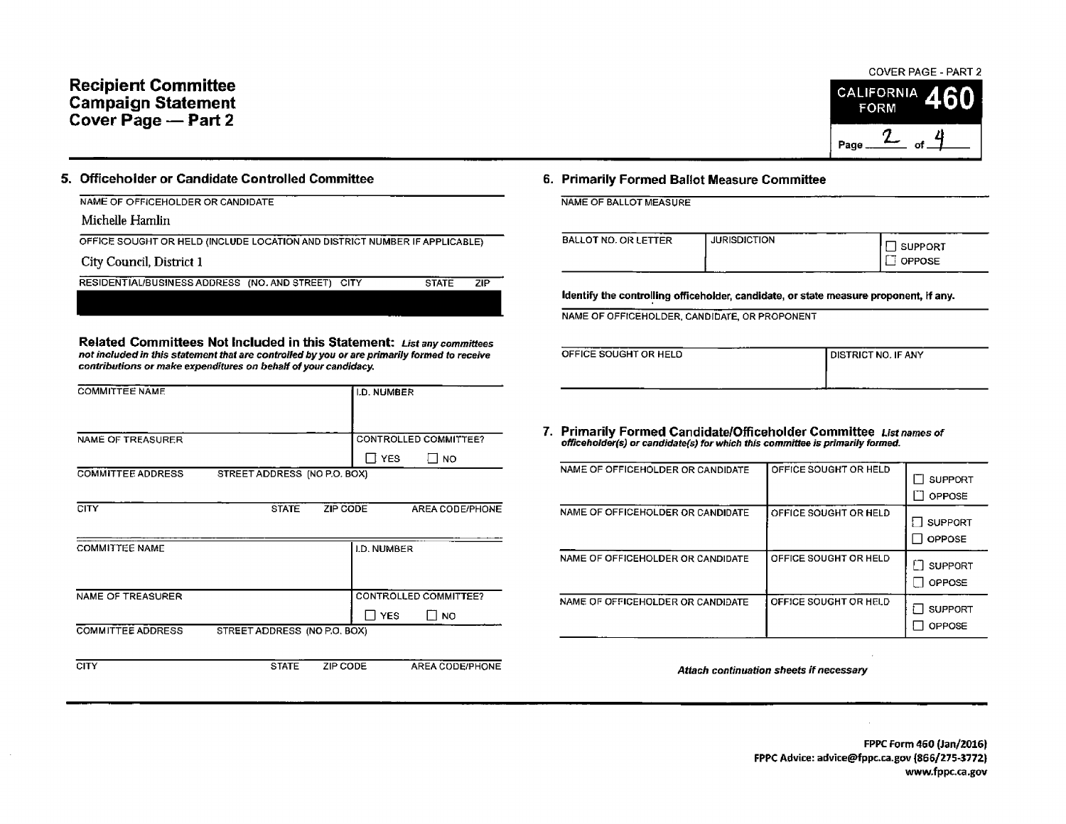# Recipient Committee Campaign Statement Cover Page — Part 2

COVER PAGE - PART 2

CALIFORNIA FORM 460

Page 2 of 4

## 5. Officeholder or Candidate Controlled Committee

NAME OF OFFICEHOLDER OR CANDIDATE

Michelle Hamlin

OFFICE SOUGHT OR HELD (INCLUDE LOCATION AND DISTRICT NUMBER IF APPLICABLE)

City Council, District 1

RESIDENTIAL/BUSINESS ADDRESS (NO. AND STREET) CITY STATE ZIP

### Related Committees Not Included in this Statement:

*List any committees not included in this statement that are controlled by you or are primarily formed to receive contributions or make expenditures on behalf of your candidacy.*

| COMMITTEE NAME | I.D. NUMBER |
|---|---|
| | |
| NAME OF TREASURER | CONTROLLED COMMITTEE? ☐ YES ☐ NO |
| COMMITTEE ADDRESS STREET ADDRESS (NO P.O. BOX) | |
| CITY STATE ZIP CODE | AREA CODE/PHONE |

| COMMITTEE NAME | I.D. NUMBER |
|---|---|
| | |
| NAME OF TREASURER | CONTROLLED COMMITTEE? ☐ YES ☐ NO |
| COMMITTEE ADDRESS STREET ADDRESS (NO P.O. BOX) | |
| CITY STATE ZIP CODE | AREA CODE/PHONE |

## 6. Primarily Formed Ballot Measure Committee

NAME OF BALLOT MEASURE

| BALLOT NO. OR LETTER | JURISDICTION | ☐ SUPPORT ☐ OPPOSE |
|---|---|---|
| | | |

**Identify the controlling officeholder, candidate, or state measure proponent, if any.**

NAME OF OFFICEHOLDER, CANDIDATE, OR PROPONENT

| OFFICE SOUGHT OR HELD | DISTRICT NO. IF ANY |
|---|---|
| | |

## 7. Primarily Formed Candidate/Officeholder Committee

*List names of officeholder(s) or candidate(s) for which this committee is primarily formed.*

| NAME OF OFFICEHOLDER OR CANDIDATE | OFFICE SOUGHT OR HELD | |
|---|---|---|
| | | ☐ SUPPORT ☐ OPPOSE |
| NAME OF OFFICEHOLDER OR CANDIDATE | OFFICE SOUGHT OR HELD | ☐ SUPPORT ☐ OPPOSE |
| NAME OF OFFICEHOLDER OR CANDIDATE | OFFICE SOUGHT OR HELD | ☐ SUPPORT ☐ OPPOSE |
| NAME OF OFFICEHOLDER OR CANDIDATE | OFFICE SOUGHT OR HELD | ☐ SUPPORT ☐ OPPOSE |

***Attach continuation sheets if necessary***

**FPPC Form 460 (Jan/2016)**
**FPPC Advice: advice@fppc.ca.gov (866/275-3772)**
**www.fppc.ca.gov**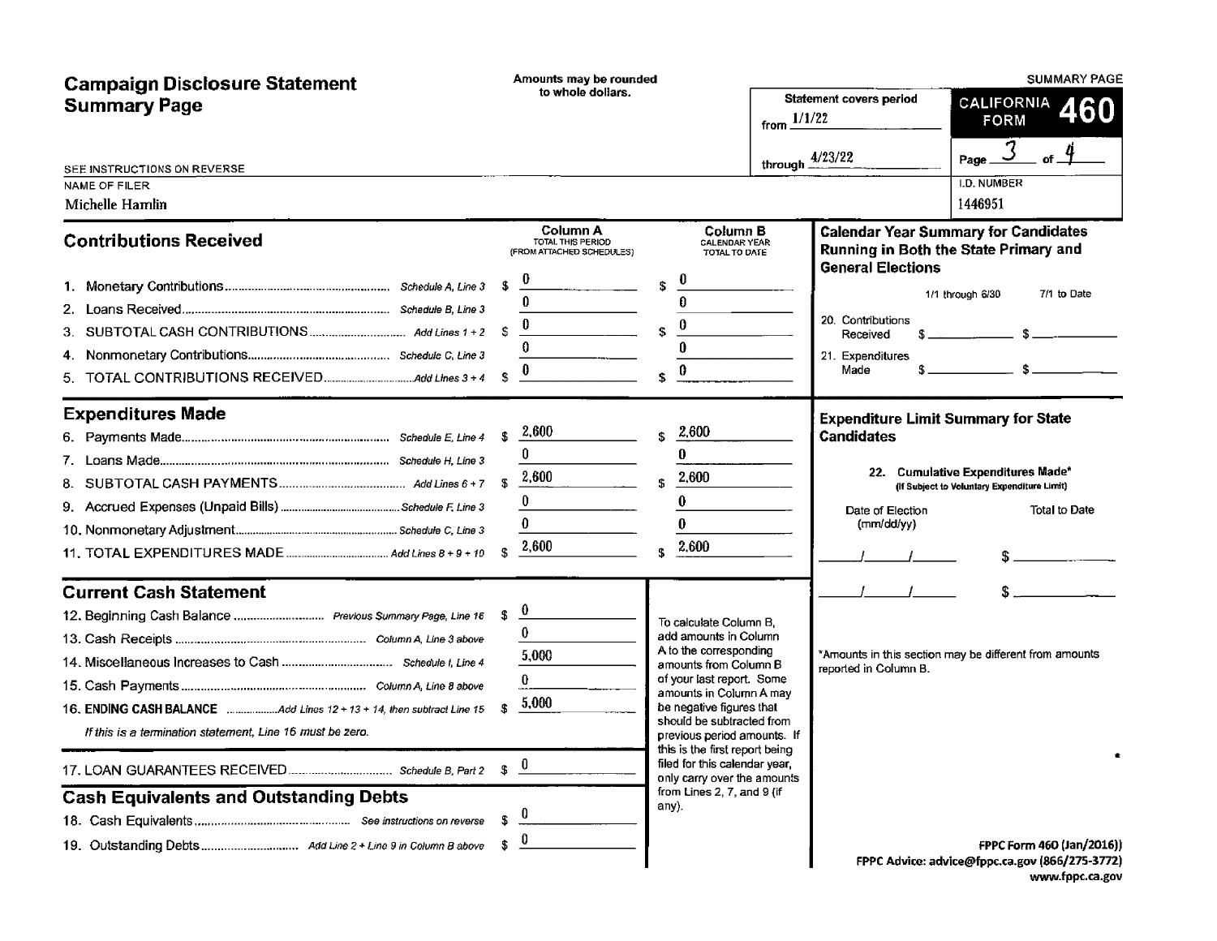# Campaign Disclosure Statement Summary Page

Amounts may be rounded to whole dollars.

SUMMARY PAGE

Statement covers period from 1/1/22 through 4/23/22

CALIFORNIA FORM 460

SEE INSTRUCTIONS ON REVERSE

NAME OF FILER: Michelle Hamlin

I.D. NUMBER: 1446951

## Contributions Received

| | | Column A TOTAL THIS PERIOD (FROM ATTACHED SCHEDULES) | Column B CALENDAR YEAR TOTAL TO DATE |
|---|---|---|---|
| 1. Monetary Contributions | Schedule A, Line 3 | $ 0 | $ 0 |
| 2. Loans Received | Schedule B, Line 3 | 0 | 0 |
| 3. SUBTOTAL CASH CONTRIBUTIONS | Add Lines 1 + 2 | $ 0 | $ 0 |
| 4. Nonmonetary Contributions | Schedule C, Line 3 | 0 | 0 |
| 5. TOTAL CONTRIBUTIONS RECEIVED | Add Lines 3 + 4 | $ 0 | $ 0 |

## Expenditures Made

| | | Column A | Column B |
|---|---|---|---|
| 6. Payments Made | Schedule E, Line 4 | $ 2,600 | $ 2,600 |
| 7. Loans Made | Schedule H, Line 3 | 0 | 0 |
| 8. SUBTOTAL CASH PAYMENTS | Add Lines 6 + 7 | $ 2,600 | $ 2,600 |
| 9. Accrued Expenses (Unpaid Bills) | Schedule F, Line 3 | 0 | 0 |
| 10. Nonmonetary Adjustment | Schedule C, Line 3 | 0 | 0 |
| 11. TOTAL EXPENDITURES MADE | Add Lines 8 + 9 + 10 | $ 2,600 | $ 2,600 |

## Current Cash Statement

| | | |
|---|---|---|
| 12. Beginning Cash Balance | Previous Summary Page, Line 16 | $ 0 |
| 13. Cash Receipts | Column A, Line 3 above | 0 |
| 14. Miscellaneous Increases to Cash | Schedule I, Line 4 | 5,000 |
| 15. Cash Payments | Column A, Line 8 above | 0 |
| 16. **ENDING CASH BALANCE** | Add Lines 12 + 13 + 14, then subtract Line 15 | $ 5,000 |

*If this is a termination statement, Line 16 must be zero.*

| | | |
|---|---|---|
| 17. LOAN GUARANTEES RECEIVED | Schedule B, Part 2 | $ 0 |

To calculate Column B, add amounts in Column A to the corresponding amounts from Column B of your last report. Some amounts in Column A may be negative figures that should be subtracted from previous period amounts. If this is the first report being filed for this calendar year, only carry over the amounts from Lines 2, 7, and 9 (if any).

## Cash Equivalents and Outstanding Debts

| | | |
|---|---|---|
| 18. Cash Equivalents | See instructions on reverse | $ 0 |
| 19. Outstanding Debts | Add Line 2 + Line 9 in Column B above | $ 0 |

## Calendar Year Summary for Candidates Running in Both the State Primary and General Elections

| | 1/1 through 6/30 | 7/1 to Date |
|---|---|---|
| 20. Contributions Received | $ | $ |
| 21. Expenditures Made | $ | $ |

## Expenditure Limit Summary for State Candidates

22. Cumulative Expenditures Made* (If Subject to Voluntary Expenditure Limit)

| Date of Election (mm/dd/yy) | Total to Date |
|---|---|
| / / | $ |
| / / | $ |

*Amounts in this section may be different from amounts reported in Column B.

FPPC Form 460 (Jan/2016))
FPPC Advice: advice@fppc.ca.gov (866/275-3772)
www.fppc.ca.gov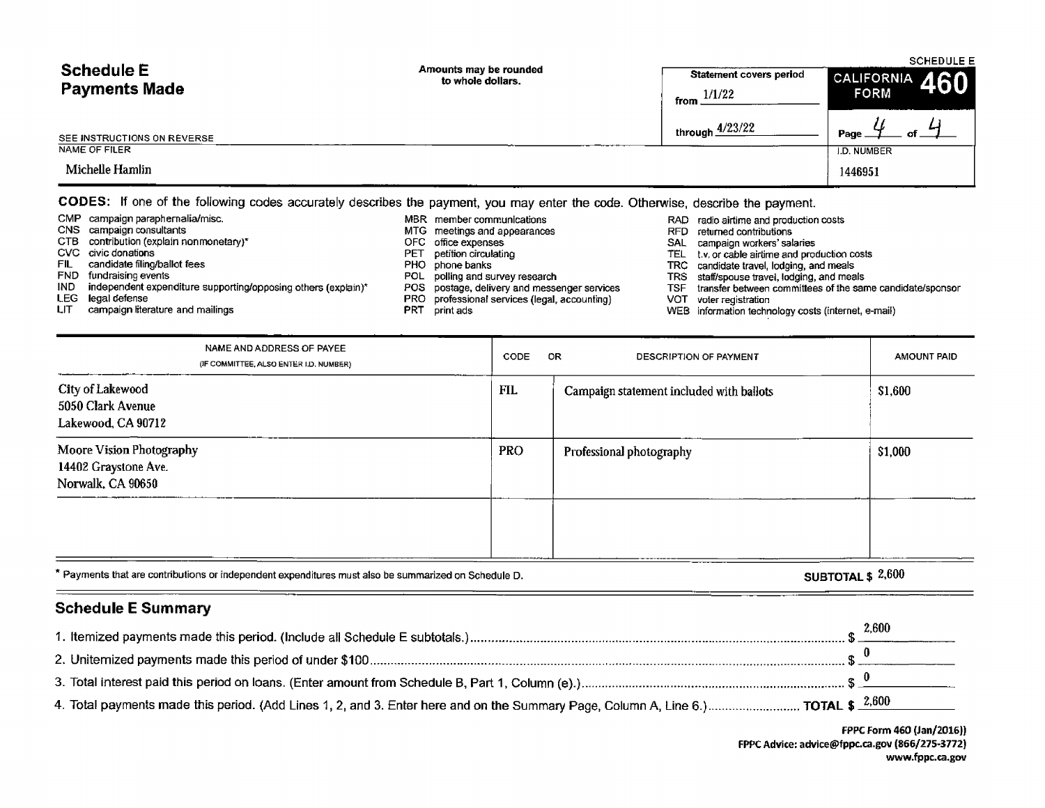SCHEDULE E

# Schedule E
# Payments Made

Amounts may be rounded to whole dollars.

Statement covers period from 1/1/22 through 4/23/22

CALIFORNIA 460 FORM

Page 4 of 4

SEE INSTRUCTIONS ON REVERSE

NAME OF FILER: Michelle Hamlin

I.D. NUMBER: 1446951

**CODES:** If one of the following codes accurately describes the payment, you may enter the code. Otherwise, describe the payment.

- CMP campaign paraphernalia/misc.
- CNS campaign consultants
- CTB contribution (explain nonmonetary)*
- CVC civic donations
- FIL candidate filing/ballot fees
- FND fundraising events
- IND independent expenditure supporting/opposing others (explain)*
- LEG legal defense
- LIT campaign literature and mailings
- MBR member communications
- MTG meetings and appearances
- OFC office expenses
- PET petition circulating
- PHO phone banks
- POL polling and survey research
- POS postage, delivery and messenger services
- PRO professional services (legal, accounting)
- PRT print ads
- RAD radio airtime and production costs
- RFD returned contributions
- SAL campaign workers' salaries
- TEL t.v. or cable airtime and production costs
- TRC candidate travel, lodging, and meals
- TRS staff/spouse travel, lodging, and meals
- TSF transfer between committees of the same candidate/sponsor
- VOT voter registration
- WEB information technology costs (internet, e-mail)

| NAME AND ADDRESS OF PAYEE (IF COMMITTEE, ALSO ENTER I.D. NUMBER) | CODE | OR DESCRIPTION OF PAYMENT | AMOUNT PAID |
|---|---|---|---|
| City of Lakewood<br>5050 Clark Avenue<br>Lakewood, CA 90712 | FIL | Campaign statement included with ballots | $1,600 |
| Moore Vision Photography<br>14402 Graystone Ave.<br>Norwalk, CA 90650 | PRO | Professional photography | $1,000 |
| | | | |

\* Payments that are contributions or independent expenditures must also be summarized on Schedule D.

**SUBTOTAL $** 2,600

## Schedule E Summary

1. Itemized payments made this period. (Include all Schedule E subtotals.) $ 2,600
2. Unitemized payments made this period of under $100 $ 0
3. Total interest paid this period on loans. (Enter amount from Schedule B, Part 1, Column (e).) $ 0
4. Total payments made this period. (Add Lines 1, 2, and 3. Enter here and on the Summary Page, Column A, Line 6.) **TOTAL $** 2,600

FPPC Form 460 (Jan/2016))
FPPC Advice: advice@fppc.ca.gov (866/275-3772)
www.fppc.ca.gov